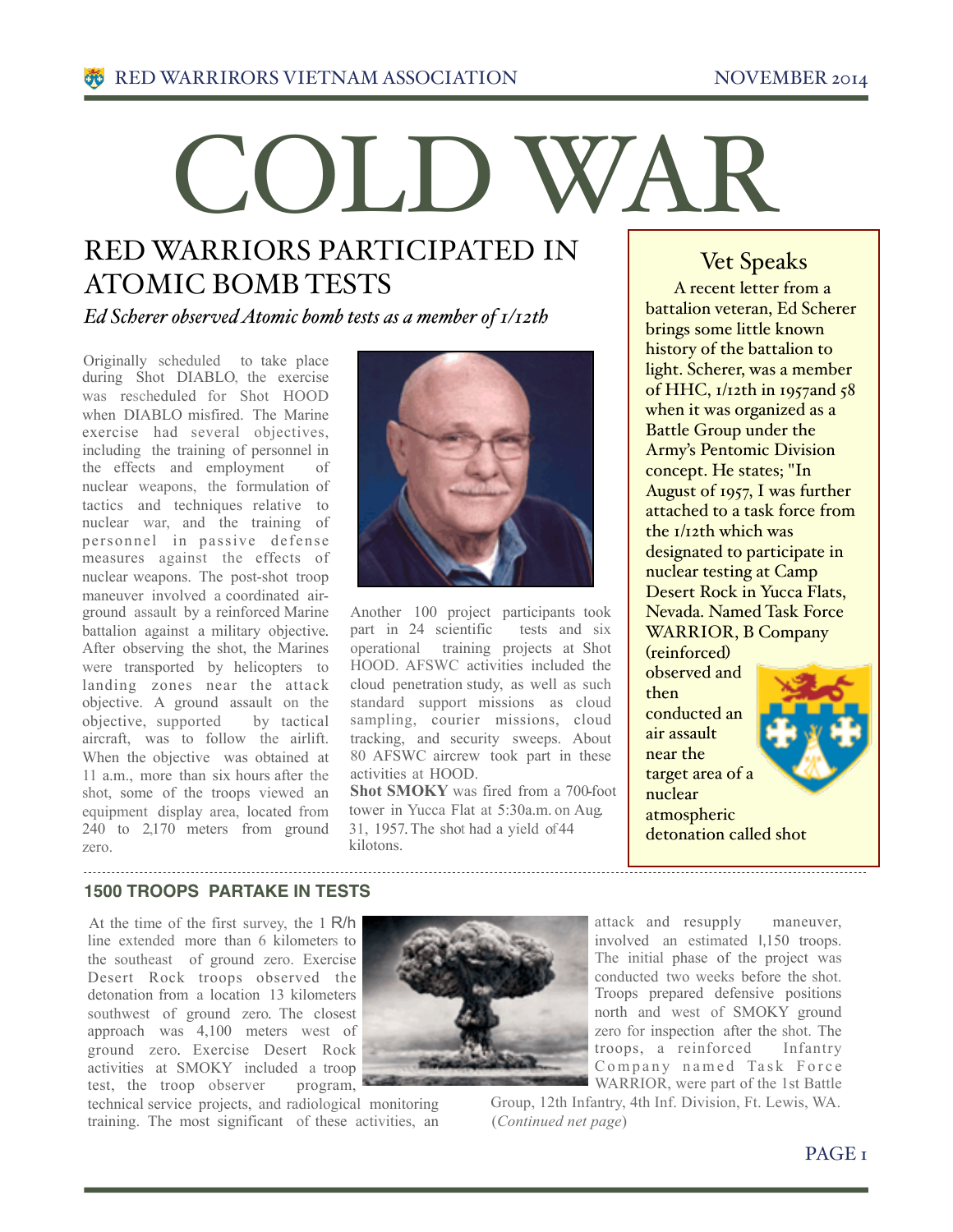# COLD WAR

## RED WARRIORS PARTICIPATED IN ATOMIC BOMB TESTS

*Ed Scherer observed Atomic bomb tests as a member of 1/12th*

Originally scheduled to take place during Shot DIABLO, the exercise was rescheduled for Shot HOOD when DIABLO misfired. The Marine exercise had several objectives, including the training of personnel in the effects and employment of nuclear weapons, the formulation of tactics and techniques relative to nuclear war, and the training of personnel in passive defense measures against the effects of nuclear weapons. The post-shot troop maneuver involved a coordinated air-ground assault by a reinforced Marine battalion against a military objective. After observing the shot, the Marines were transported by helicopters to landing zones near the attack objective. A ground assault on the objective, supported by tactical aircraft, was to follow the airlift. When the objective was obtained at 11 a.m., more than six hours after the shot, some of the troops viewed an equipment display area, located from 240 to 2,170 meters from ground zero.

Another 100 project participants took part in 24 scientific tests and six operational training projects at Shot HOOD. AFSWC activities included the cloud penetration study, as well as such standard support missions as cloud sampling, courier missions, cloud tracking, and security sweeps. About 80 AFSWC aircrew took part in these activities at HOOD.

**Shot SMOKY** was fired from a 700-foot tower in Yucca Flat at 5:30a.m. on Aug. 31, 1957. The shot had a yield of 44 kilotons.

### Vet Speaks

A recent letter from a battalion veteran, Ed Scherer brings some little known history of the battalion to light. Scherer, was a member of HHC, 1/12th in 1957and 58 when it was organized as a Battle Group under the Army's Pentomic Division concept. He states; "In August of 1957, I was further attached to a task force from the 1/12th which was designated to participate in nuclear testing at Camp Desert Rock in Yucca Flats, Nevada. Named Task Force WARRIOR, B Company (reinforced) observed and then conducted an air assault near the target area of a nuclear atmospheric detonation called shot

## 1500 TROOPS PARTAKE IN TESTS

At the time of the first survey, the 1 R/h line extended more than 6 kilometers to the southeast of ground zero. Exercise Desert Rock troops observed the detonation from a location 13 kilometers southwest of ground zero. The closest approach was 4,100 meters west of ground zero. Exercise Desert Rock activities at SMOKY included a troop test, the troop observer program, technical service projects, and radiological monitoring training. The most significant of these activities, an attack and resupply maneuver, involved an estimated 1,150 troops. The initial phase of the project was conducted two weeks before the shot. Troops prepared defensive positions north and west of SMOKY ground zero for inspection after the shot. The troops, a reinforced Infantry Company named Task Force WARRIOR, were part of the 1st Battle Group, 12th Infantry, 4th Inf. Division, Ft. Lewis, WA. (*Continued net page*)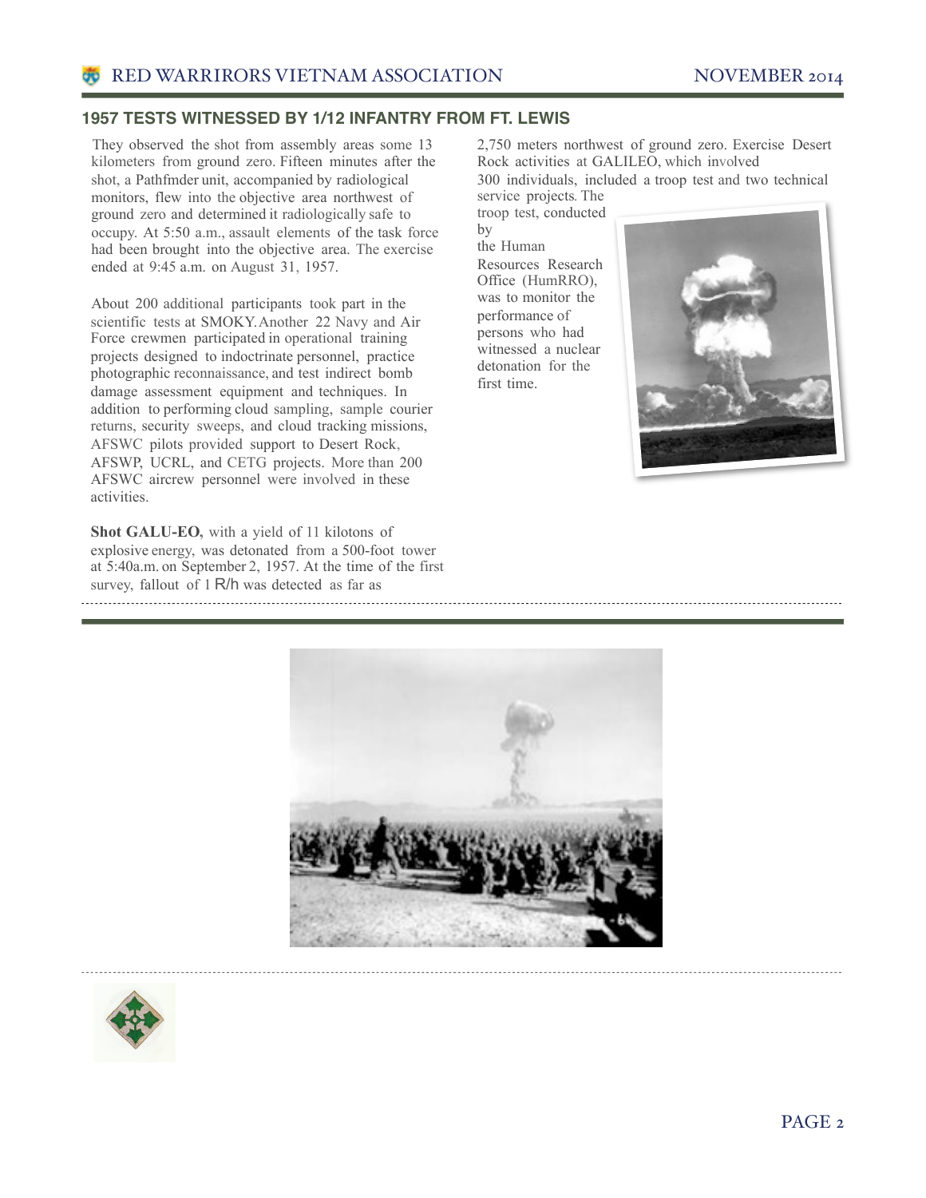## 1957 TESTS WITNESSED BY 1/12 INFANTRY FROM FT. LEWIS

They observed the shot from assembly areas some 13 kilometers from ground zero. Fifteen minutes after the shot, a Pathfmder unit, accompanied by radiological monitors, flew into the objective area northwest of ground zero and determined it radiologically safe to occupy. At 5:50 a.m., assault elements of the task force had been brought into the objective area. The exercise ended at 9:45 a.m. on August 31, 1957.

About 200 additional participants took part in the scientific tests at SMOKY. Another 22 Navy and Air Force crewmen participated in operational training projects designed to indoctrinate personnel, practice photographic reconnaissance, and test indirect bomb damage assessment equipment and techniques. In addition to performing cloud sampling, sample courier returns, security sweeps, and cloud tracking missions, AFSWC pilots provided support to Desert Rock, AFSWP, UCRL, and CETG projects. More than 200 AFSWC aircrew personnel were involved in these activities.

**Shot GALU-EO,** with a yield of 11 kilotons of explosive energy, was detonated from a 500-foot tower at 5:40a.m. on September 2, 1957. At the time of the first survey, fallout of 1 R/h was detected as far as 2,750 meters northwest of ground zero. Exercise Desert Rock activities at GALILEO, which involved 300 individuals, included a troop test and two technical service projects. The troop test, conducted by the Human Resources Research Office (HumRRO), was to monitor the performance of persons who had witnessed a nuclear detonation for the first time.